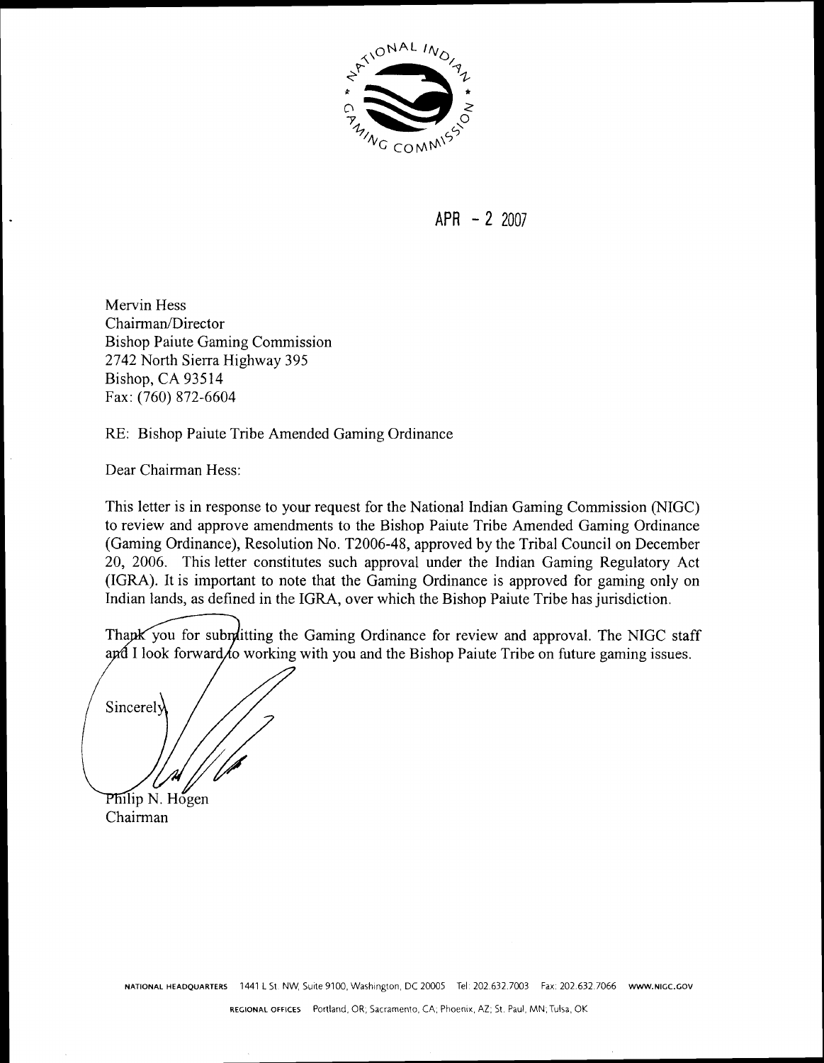NATIONAL INDIAN GAMING COMMISSION

APR - 2 2007

Mervin Hess
Chairman/Director
Bishop Paiute Gaming Commission
2742 North Sierra Highway 395
Bishop, CA 93514
Fax: (760) 872-6604

RE: Bishop Paiute Tribe Amended Gaming Ordinance

Dear Chairman Hess:

This letter is in response to your request for the National Indian Gaming Commission (NIGC) to review and approve amendments to the Bishop Paiute Tribe Amended Gaming Ordinance (Gaming Ordinance), Resolution No. T2006-48, approved by the Tribal Council on December 20, 2006. This letter constitutes such approval under the Indian Gaming Regulatory Act (IGRA). It is important to note that the Gaming Ordinance is approved for gaming only on Indian lands, as defined in the IGRA, over which the Bishop Paiute Tribe has jurisdiction.

Thank you for submitting the Gaming Ordinance for review and approval. The NIGC staff and I look forward to working with you and the Bishop Paiute Tribe on future gaming issues.

Sincerely,

Philip N. Hogen
Chairman

NATIONAL HEADQUARTERS 1441 L St. NW, Suite 9100, Washington, DC 20005 Tel: 202.632.7003 Fax: 202.632.7066 www.NIGC.GOV

REGIONAL OFFICES Portland, OR; Sacramento, CA; Phoenix, AZ; St. Paul, MN; Tulsa, OK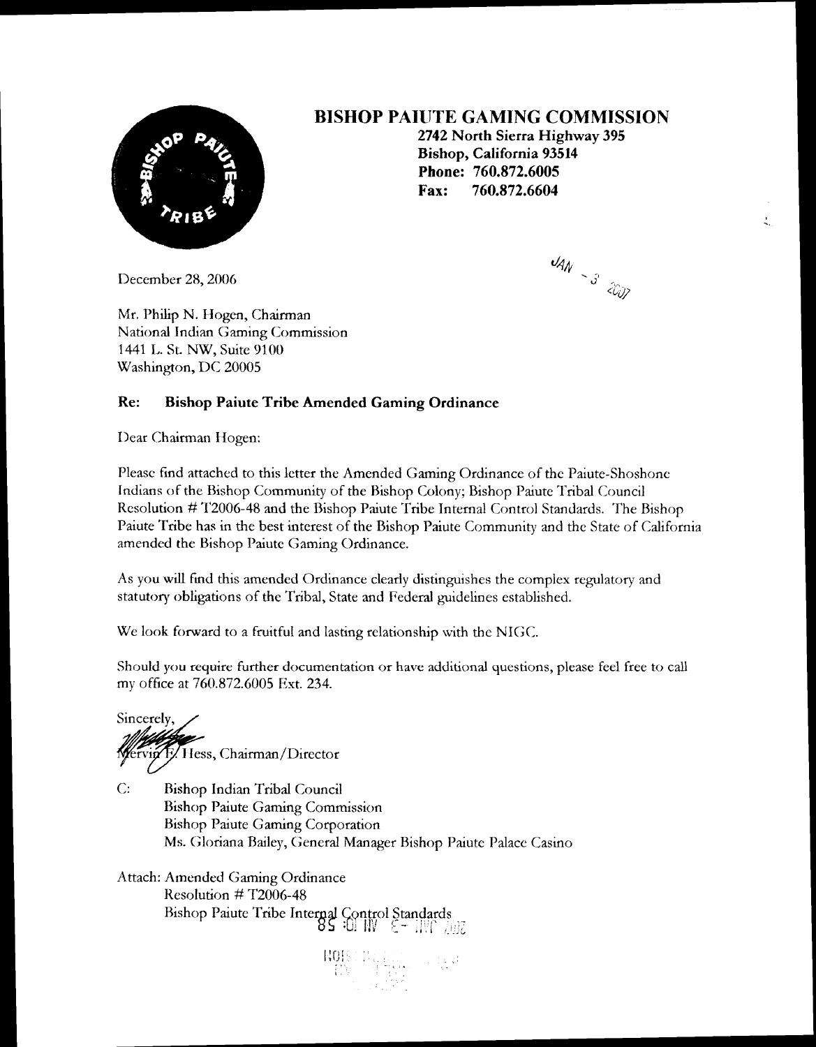# BISHOP PAIUTE GAMING COMMISSION

**2742 North Sierra Highway 395**
**Bishop, California 93514**
**Phone: 760.872.6005**
**Fax: 760.872.6604**

JAN - 3 2007

December 28, 2006

Mr. Philip N. Hogen, Chairman
National Indian Gaming Commission
1441 L. St. NW, Suite 9100
Washington, DC 20005

**Re: Bishop Paiute Tribe Amended Gaming Ordinance**

Dear Chairman Hogen:

Please find attached to this letter the Amended Gaming Ordinance of the Paiute-Shoshone Indians of the Bishop Community of the Bishop Colony; Bishop Paiute Tribal Council Resolution # T2006-48 and the Bishop Paiute Tribe Internal Control Standards. The Bishop Paiute Tribe has in the best interest of the Bishop Paiute Community and the State of California amended the Bishop Paiute Gaming Ordinance.

As you will find this amended Ordinance clearly distinguishes the complex regulatory and statutory obligations of the Tribal, State and Federal guidelines established.

We look forward to a fruitful and lasting relationship with the NIGC.

Should you require further documentation or have additional questions, please feel free to call my office at 760.872.6005 Ext. 234.

Sincerely,

Mervin E. Hess, Chairman/Director

C: Bishop Indian Tribal Council
Bishop Paiute Gaming Commission
Bishop Paiute Gaming Corporation
Ms. Gloriana Bailey, General Manager Bishop Paiute Palace Casino

Attach: Amended Gaming Ordinance
Resolution # T2006-48
Bishop Paiute Tribe Internal Control Standards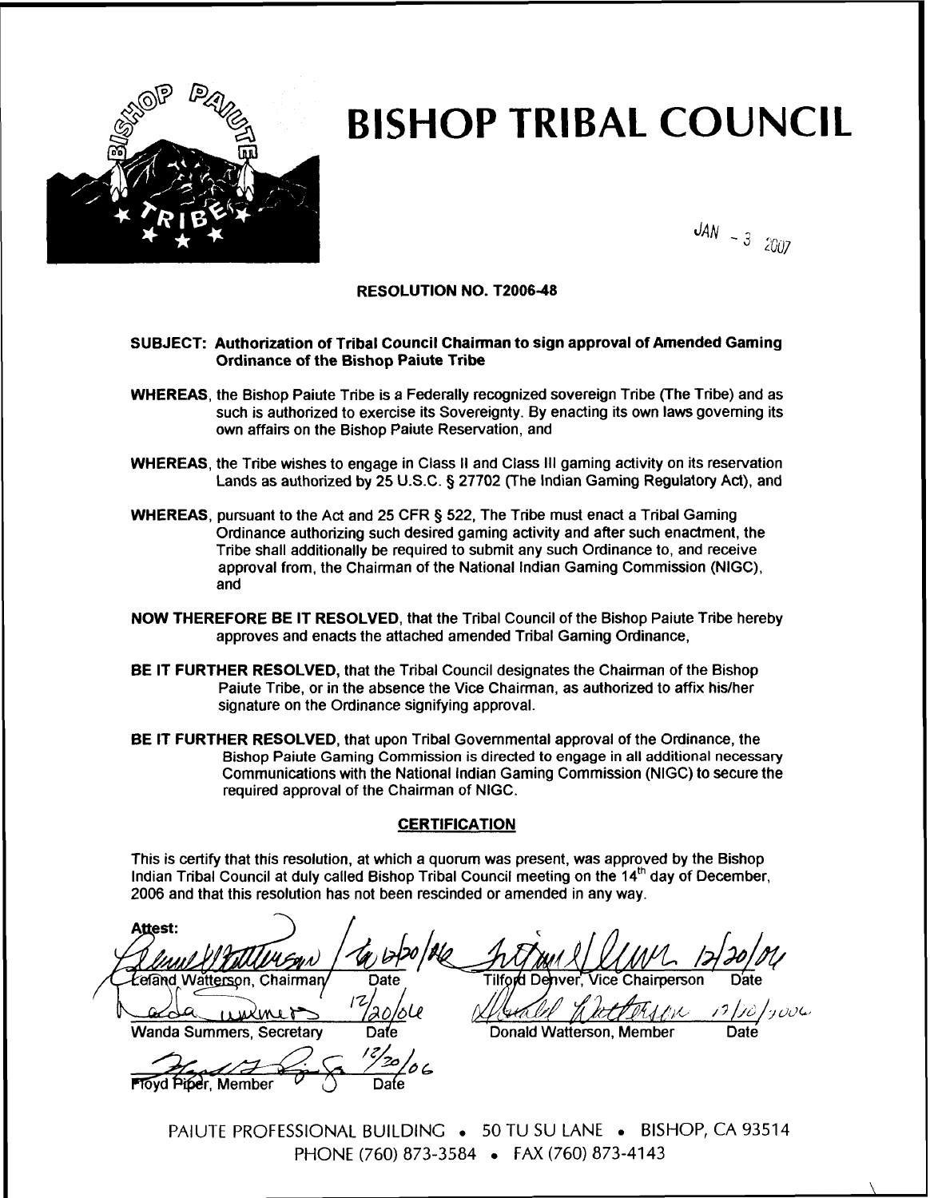# BISHOP TRIBAL COUNCIL

JAN - 3 2007

**RESOLUTION NO. T2006-48**

**SUBJECT: Authorization of Tribal Council Chairman to sign approval of Amended Gaming Ordinance of the Bishop Paiute Tribe**

**WHEREAS**, the Bishop Paiute Tribe is a Federally recognized sovereign Tribe (The Tribe) and as such is authorized to exercise its Sovereignty. By enacting its own laws governing its own affairs on the Bishop Paiute Reservation, and

**WHEREAS**, the Tribe wishes to engage in Class II and Class III gaming activity on its reservation Lands as authorized by 25 U.S.C. § 27702 (The Indian Gaming Regulatory Act), and

**WHEREAS**, pursuant to the Act and 25 CFR § 522, The Tribe must enact a Tribal Gaming Ordinance authorizing such desired gaming activity and after such enactment, the Tribe shall additionally be required to submit any such Ordinance to, and receive approval from, the Chairman of the National Indian Gaming Commission (NIGC), and

**NOW THEREFORE BE IT RESOLVED**, that the Tribal Council of the Bishop Paiute Tribe hereby approves and enacts the attached amended Tribal Gaming Ordinance,

**BE IT FURTHER RESOLVED,** that the Tribal Council designates the Chairman of the Bishop Paiute Tribe, or in the absence the Vice Chairman, as authorized to affix his/her signature on the Ordinance signifying approval.

**BE IT FURTHER RESOLVED,** that upon Tribal Governmental approval of the Ordinance, the Bishop Paiute Gaming Commission is directed to engage in all additional necessary Communications with the National Indian Gaming Commission (NIGC) to secure the required approval of the Chairman of NIGC.

## CERTIFICATION

This is certify that this resolution, at which a quorum was present, was approved by the Bishop Indian Tribal Council at duly called Bishop Tribal Council meeting on the 14th day of December, 2006 and that this resolution has not been rescinded or amended in any way.

**Attest:**

| | | | |
|---|---|---|---|
| Leland Watterson, Chairman | Date 12/20/06 | Tilford Denver, Vice Chairperson | Date 12/20/06 |
| Wanda Summers, Secretary | Date 12/20/06 | Donald Watterson, Member | Date 12/20/2006 |
| Floyd Piper, Member | Date 12/20/06 | | |

PAIUTE PROFESSIONAL BUILDING • 50 TU SU LANE • BISHOP, CA 93514
PHONE (760) 873-3584 • FAX (760) 873-4143